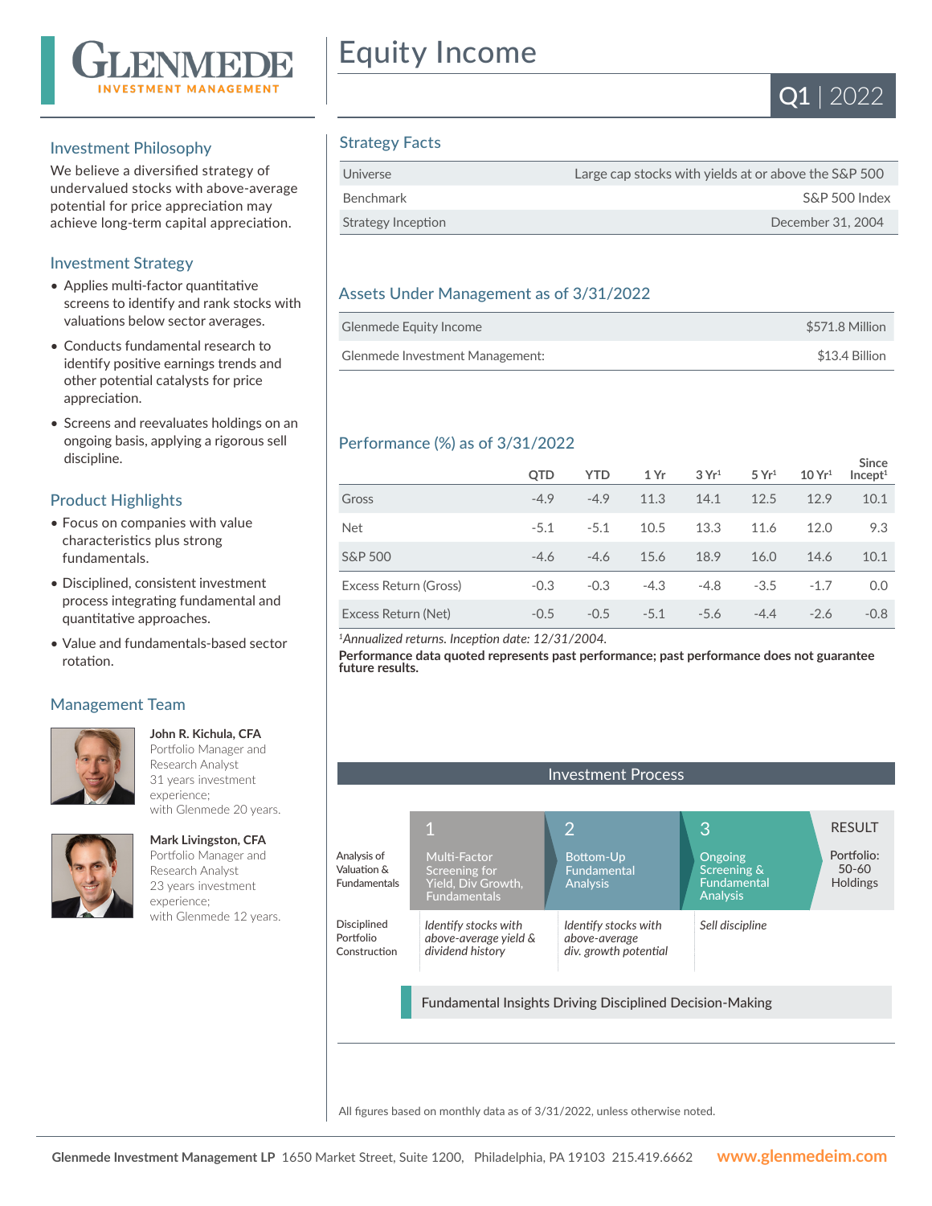# Equity Income

**Q1 | 2022**

GLENMEDE INVESTMENT MANAGEMENT

## Investment Philosophy

We believe a diversified strategy of undervalued stocks with above-average potential for price appreciation may achieve long-term capital appreciation.

## Investment Strategy

- Applies multi-factor quantitative screens to identify and rank stocks with valuations below sector averages.
- Conducts fundamental research to identify positive earnings trends and other potential catalysts for price appreciation.
- Screens and reevaluates holdings on an ongoing basis, applying a rigorous sell discipline.

## Product Highlights

- Focus on companies with value characteristics plus strong fundamentals.
- Disciplined, consistent investment process integrating fundamental and quantitative approaches.
- Value and fundamentals-based sector rotation.

## Management Team

**John R. Kichula, CFA**
Portfolio Manager and Research Analyst
31 years investment experience;
with Glenmede 20 years.

**Mark Livingston, CFA**
Portfolio Manager and Research Analyst
23 years investment experience;
with Glenmede 12 years.

## Strategy Facts

| | |
|---|---|
| Universe | Large cap stocks with yields at or above the S&P 500 |
| Benchmark | S&P 500 Index |
| Strategy Inception | December 31, 2004 |

## Assets Under Management as of 3/31/2022

| | |
|---|---|
| Glenmede Equity Income | $571.8 Million |
| Glenmede Investment Management: | $13.4 Billion |

## Performance (%) as of 3/31/2022

| | QTD | YTD | 1 Yr | 3 Yr[1] | 5 Yr[1] | 10 Yr[1] | Since Incept[1] |
|---|---|---|---|---|---|---|---|
| Gross | -4.9 | -4.9 | 11.3 | 14.1 | 12.5 | 12.9 | 10.1 |
| Net | -5.1 | -5.1 | 10.5 | 13.3 | 11.6 | 12.0 | 9.3 |
| S&P 500 | -4.6 | -4.6 | 15.6 | 18.9 | 16.0 | 14.6 | 10.1 |
| Excess Return (Gross) | -0.3 | -0.3 | -4.3 | -4.8 | -3.5 | -1.7 | 0.0 |
| Excess Return (Net) | -0.5 | -0.5 | -5.1 | -5.6 | -4.4 | -2.6 | -0.8 |

[1]*Annualized returns. Inception date: 12/31/2004.*

**Performance data quoted represents past performance; past performance does not guarantee future results.**

## Investment Process

| | 1 | 2 | 3 | RESULT |
|---|---|---|---|---|
| Analysis of Valuation & Fundamentals | Multi-Factor Screening for Yield, Div Growth, Fundamentals | Bottom-Up Fundamental Analysis | Ongoing Screening & Fundamental Analysis | Portfolio: 50-60 Holdings |
| Disciplined Portfolio Construction | *Identify stocks with above-average yield & dividend history* | *Identify stocks with above-average div. growth potential* | *Sell discipline* | |

Fundamental Insights Driving Disciplined Decision-Making

All figures based on monthly data as of 3/31/2022, unless otherwise noted.

**Glenmede Investment Management LP** 1650 Market Street, Suite 1200, Philadelphia, PA 19103 215.419.6662 **www.glenmedeim.com**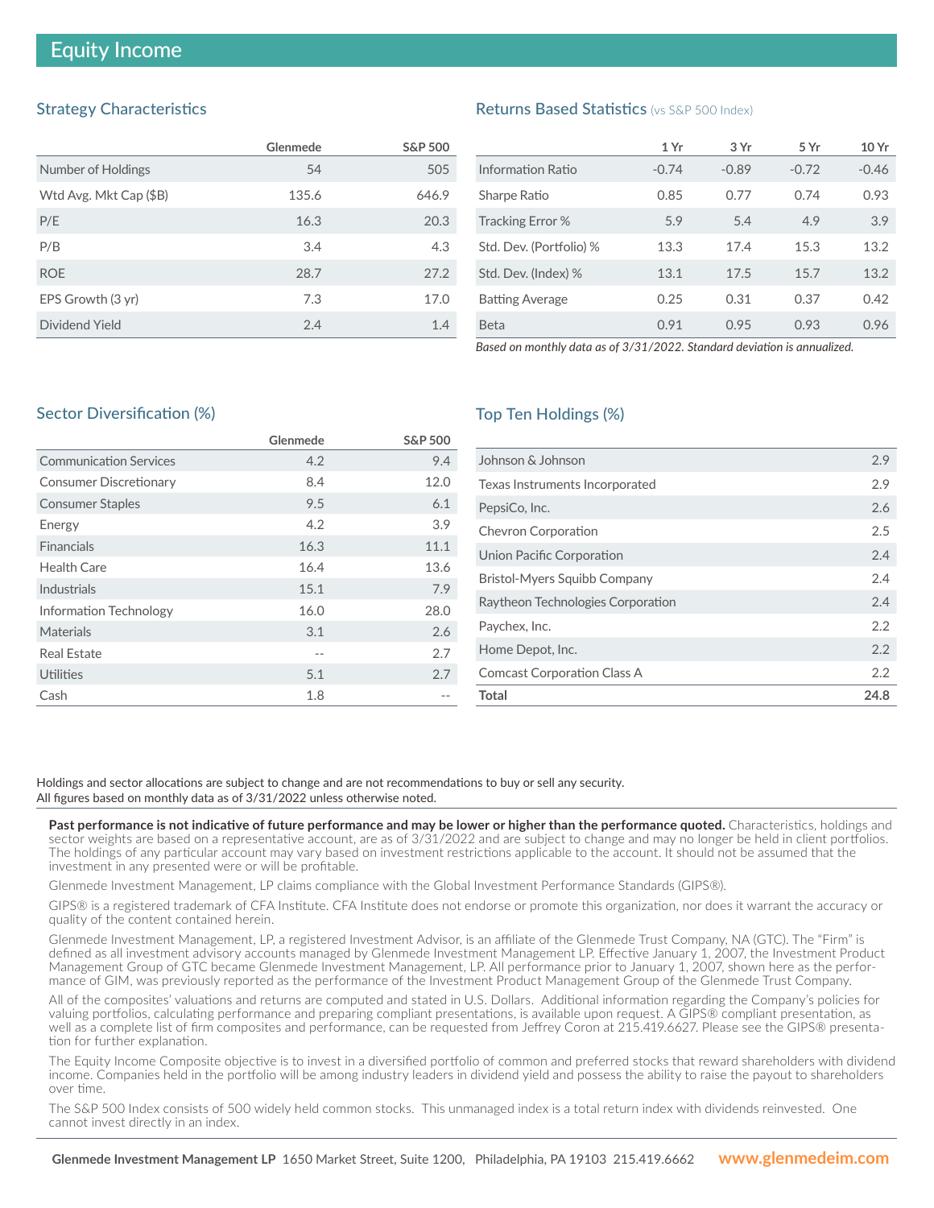# Equity Income

## Strategy Characteristics

| | Glenmede | S&P 500 |
|---|---|---|
| Number of Holdings | 54 | 505 |
| Wtd Avg. Mkt Cap ($B) | 135.6 | 646.9 |
| P/E | 16.3 | 20.3 |
| P/B | 3.4 | 4.3 |
| ROE | 28.7 | 27.2 |
| EPS Growth (3 yr) | 7.3 | 17.0 |
| Dividend Yield | 2.4 | 1.4 |

## Returns Based Statistics (vs S&P 500 Index)

| | 1 Yr | 3 Yr | 5 Yr | 10 Yr |
|---|---|---|---|---|
| Information Ratio | -0.74 | -0.89 | -0.72 | -0.46 |
| Sharpe Ratio | 0.85 | 0.77 | 0.74 | 0.93 |
| Tracking Error % | 5.9 | 5.4 | 4.9 | 3.9 |
| Std. Dev. (Portfolio) % | 13.3 | 17.4 | 15.3 | 13.2 |
| Std. Dev. (Index) % | 13.1 | 17.5 | 15.7 | 13.2 |
| Batting Average | 0.25 | 0.31 | 0.37 | 0.42 |
| Beta | 0.91 | 0.95 | 0.93 | 0.96 |

*Based on monthly data as of 3/31/2022. Standard deviation is annualized.*

## Sector Diversification (%)

| | Glenmede | S&P 500 |
|---|---|---|
| Communication Services | 4.2 | 9.4 |
| Consumer Discretionary | 8.4 | 12.0 |
| Consumer Staples | 9.5 | 6.1 |
| Energy | 4.2 | 3.9 |
| Financials | 16.3 | 11.1 |
| Health Care | 16.4 | 13.6 |
| Industrials | 15.1 | 7.9 |
| Information Technology | 16.0 | 28.0 |
| Materials | 3.1 | 2.6 |
| Real Estate | -- | 2.7 |
| Utilities | 5.1 | 2.7 |
| Cash | 1.8 | -- |

## Top Ten Holdings (%)

| | |
|---|---|
| Johnson & Johnson | 2.9 |
| Texas Instruments Incorporated | 2.9 |
| PepsiCo, Inc. | 2.6 |
| Chevron Corporation | 2.5 |
| Union Pacific Corporation | 2.4 |
| Bristol-Myers Squibb Company | 2.4 |
| Raytheon Technologies Corporation | 2.4 |
| Paychex, Inc. | 2.2 |
| Home Depot, Inc. | 2.2 |
| Comcast Corporation Class A | 2.2 |
| **Total** | **24.8** |

Holdings and sector allocations are subject to change and are not recommendations to buy or sell any security.
All figures based on monthly data as of 3/31/2022 unless otherwise noted.

**Past performance is not indicative of future performance and may be lower or higher than the performance quoted.** Characteristics, holdings and sector weights are based on a representative account, are as of 3/31/2022 and are subject to change and may no longer be held in client portfolios. The holdings of any particular account may vary based on investment restrictions applicable to the account. It should not be assumed that the investment in any presented were or will be profitable.

Glenmede Investment Management, LP claims compliance with the Global Investment Performance Standards (GIPS®).

GIPS® is a registered trademark of CFA Institute. CFA Institute does not endorse or promote this organization, nor does it warrant the accuracy or quality of the content contained herein.

Glenmede Investment Management, LP, a registered Investment Advisor, is an affiliate of the Glenmede Trust Company, NA (GTC). The "Firm" is defined as all investment advisory accounts managed by Glenmede Investment Management LP. Effective January 1, 2007, the Investment Product Management Group of GTC became Glenmede Investment Management, LP. All performance prior to January 1, 2007, shown here as the performance of GIM, was previously reported as the performance of the Investment Product Management Group of the Glenmede Trust Company.

All of the composites' valuations and returns are computed and stated in U.S. Dollars. Additional information regarding the Company's policies for valuing portfolios, calculating performance and preparing compliant presentations, is available upon request. A GIPS® compliant presentation, as well as a complete list of firm composites and performance, can be requested from Jeffrey Coron at 215.419.6627. Please see the GIPS® presentation for further explanation.

The Equity Income Composite objective is to invest in a diversified portfolio of common and preferred stocks that reward shareholders with dividend income. Companies held in the portfolio will be among industry leaders in dividend yield and possess the ability to raise the payout to shareholders over time.

The S&P 500 Index consists of 500 widely held common stocks. This unmanaged index is a total return index with dividends reinvested. One cannot invest directly in an index.

**Glenmede Investment Management LP** 1650 Market Street, Suite 1200, Philadelphia, PA 19103 215.419.6662 **www.glenmedeim.com**